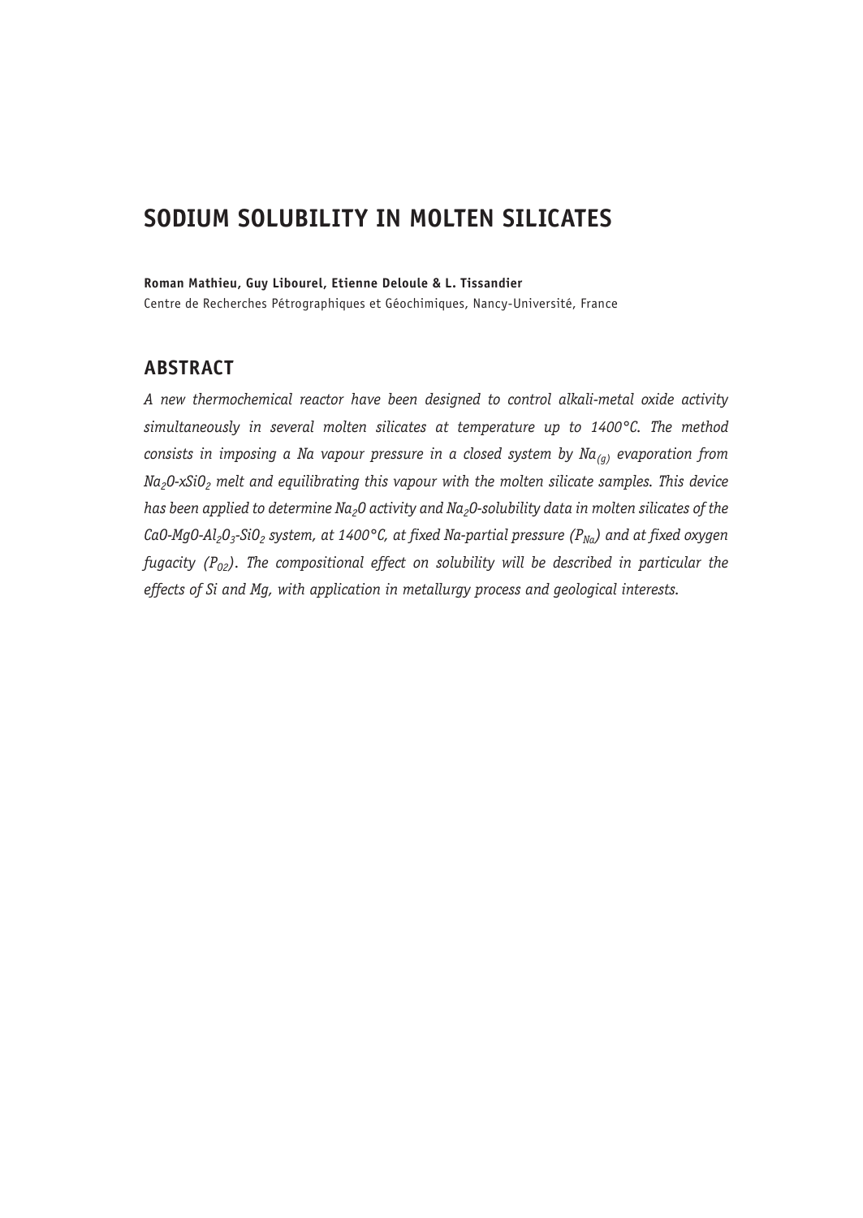# SODIUM SOLUBILITY IN MOLTEN SILICATES

**Roman Mathieu, Guy Libourel, Etienne Deloule & L. Tissandier**

Centre de Recherches Pétrographiques et Géochimiques, Nancy-Université, France

## ABSTRACT

*A new thermochemical reactor have been designed to control alkali-metal oxide activity simultaneously in several molten silicates at temperature up to 1400°C. The method consists in imposing a Na vapour pressure in a closed system by $Na_{(g)}$ evaporation from $Na_2O$-$xSiO_2$ melt and equilibrating this vapour with the molten silicate samples. This device has been applied to determine $Na_2O$ activity and $Na_2O$-solubility data in molten silicates of the $CaO$-$MgO$-$Al_2O_3$-$SiO_2$ system, at 1400°C, at fixed Na-partial pressure ($P_{Na}$) and at fixed oxygen fugacity ($P_{O2}$). The compositional effect on solubility will be described in particular the effects of Si and Mg, with application in metallurgy process and geological interests.*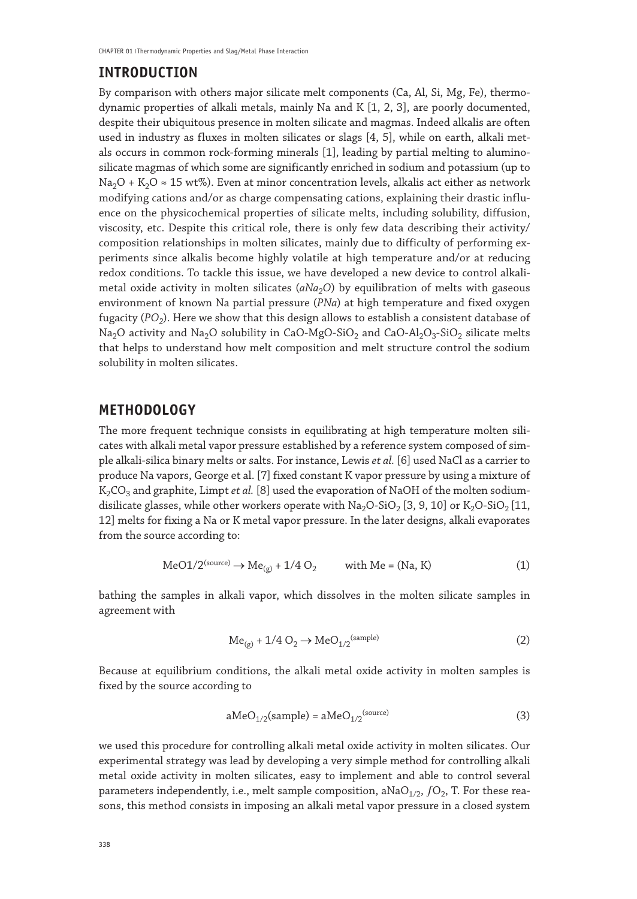## INTRODUCTION

By comparison with others major silicate melt components (Ca, Al, Si, Mg, Fe), thermodynamic properties of alkali metals, mainly Na and K [1, 2, 3], are poorly documented, despite their ubiquitous presence in molten silicate and magmas. Indeed alkalis are often used in industry as fluxes in molten silicates or slags [4, 5], while on earth, alkali metals occurs in common rock-forming minerals [1], leading by partial melting to aluminosilicate magmas of which some are significantly enriched in sodium and potassium (up to $Na_2O + K_2O \approx 15$ wt%). Even at minor concentration levels, alkalis act either as network modifying cations and/or as charge compensating cations, explaining their drastic influence on the physicochemical properties of silicate melts, including solubility, diffusion, viscosity, etc. Despite this critical role, there is only few data describing their activity/composition relationships in molten silicates, mainly due to difficulty of performing experiments since alkalis become highly volatile at high temperature and/or at reducing redox conditions. To tackle this issue, we have developed a new device to control alkali-metal oxide activity in molten silicates (*$aNa_2O$*) by equilibration of melts with gaseous environment of known Na partial pressure (*PNa*) at high temperature and fixed oxygen fugacity (*$PO_2$*). Here we show that this design allows to establish a consistent database of $Na_2O$ activity and $Na_2O$ solubility in $CaO$-$MgO$-$SiO_2$ and $CaO$-$Al_2O_3$-$SiO_2$ silicate melts that helps to understand how melt composition and melt structure control the sodium solubility in molten silicates.

## METHODOLOGY

The more frequent technique consists in equilibrating at high temperature molten silicates with alkali metal vapor pressure established by a reference system composed of simple alkali-silica binary melts or salts. For instance, Lewis *et al.* [6] used NaCl as a carrier to produce Na vapors, George et al. [7] fixed constant K vapor pressure by using a mixture of $K_2CO_3$ and graphite, Limpt *et al.* [8] used the evaporation of NaOH of the molten sodium-disilicate glasses, while other workers operate with $Na_2O$-$SiO_2$ [3, 9, 10] or $K_2O$-$SiO_2$ [11, 12] melts for fixing a Na or K metal vapor pressure. In the later designs, alkali evaporates from the source according to:

$$MeO1/2^{(source)} \rightarrow Me_{(g)} + 1/4\ O_2 \qquad \text{with Me = (Na, K)} \tag{1}$$

bathing the samples in alkali vapor, which dissolves in the molten silicate samples in agreement with

$$Me_{(g)} + 1/4\ O_2 \rightarrow MeO_{1/2}^{(sample)} \tag{2}$$

Because at equilibrium conditions, the alkali metal oxide activity in molten samples is fixed by the source according to

$$aMeO_{1/2}(sample) = aMeO_{1/2}^{(source)} \tag{3}$$

we used this procedure for controlling alkali metal oxide activity in molten silicates. Our experimental strategy was lead by developing a very simple method for controlling alkali metal oxide activity in molten silicates, easy to implement and able to control several parameters independently, i.e., melt sample composition, $aNaO_{1/2}$, $fO_2$, T. For these reasons, this method consists in imposing an alkali metal vapor pressure in a closed system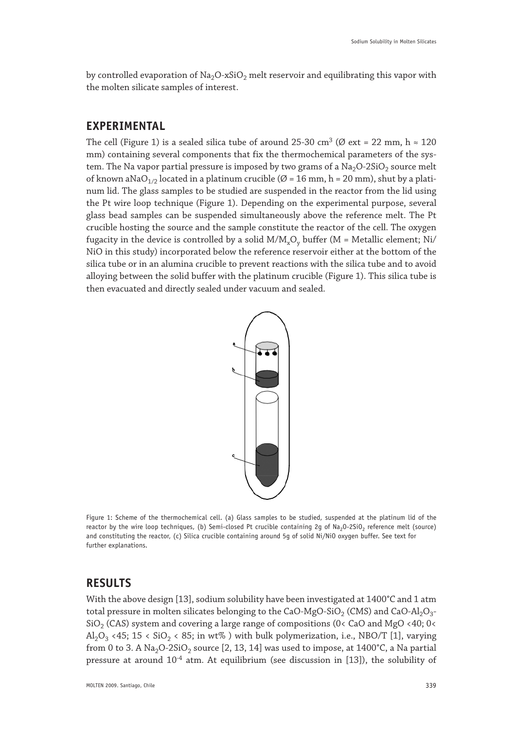by controlled evaporation of $Na_2O$-x$SiO_2$ melt reservoir and equilibrating this vapor with the molten silicate samples of interest.

## EXPERIMENTAL

The cell (Figure 1) is a sealed silica tube of around 25-30 cm$^3$ (Ø ext = 22 mm, h ≈ 120 mm) containing several components that fix the thermochemical parameters of the system. The Na vapor partial pressure is imposed by two grams of a $Na_2O$-2$SiO_2$ source melt of known $aNaO_{1/2}$ located in a platinum crucible (Ø = 16 mm, h = 20 mm), shut by a platinum lid. The glass samples to be studied are suspended in the reactor from the lid using the Pt wire loop technique (Figure 1). Depending on the experimental purpose, several glass bead samples can be suspended simultaneously above the reference melt. The Pt crucible hosting the source and the sample constitute the reactor of the cell. The oxygen fugacity in the device is controlled by a solid $M/M_xO_y$ buffer (M = Metallic element; Ni/NiO in this study) incorporated below the reference reservoir either at the bottom of the silica tube or in an alumina crucible to prevent reactions with the silica tube and to avoid alloying between the solid buffer with the platinum crucible (Figure 1). This silica tube is then evacuated and directly sealed under vacuum and sealed.

Figure 1: Scheme of the thermochemical cell. (a) Glass samples to be studied, suspended at the platinum lid of the reactor by the wire loop techniques, (b) Semi-closed Pt crucible containing 2g of $Na_2O$-2$SiO_2$ reference melt (source) and constituting the reactor, (c) Silica crucible containing around 5g of solid Ni/NiO oxygen buffer. See text for further explanations.

## RESULTS

With the above design [13], sodium solubility have been investigated at 1400°C and 1 atm total pressure in molten silicates belonging to the CaO-MgO-$SiO_2$ (CMS) and CaO-$Al_2O_3$-$SiO_2$ (CAS) system and covering a large range of compositions (0< CaO and MgO <40; 0< $Al_2O_3$ <45; 15 < $SiO_2$ < 85; in wt% ) with bulk polymerization, i.e., NBO/T [1], varying from 0 to 3. A $Na_2O$-2$SiO_2$ source [2, 13, 14] was used to impose, at 1400°C, a Na partial pressure at around $10^{-4}$ atm. At equilibrium (see discussion in [13]), the solubility of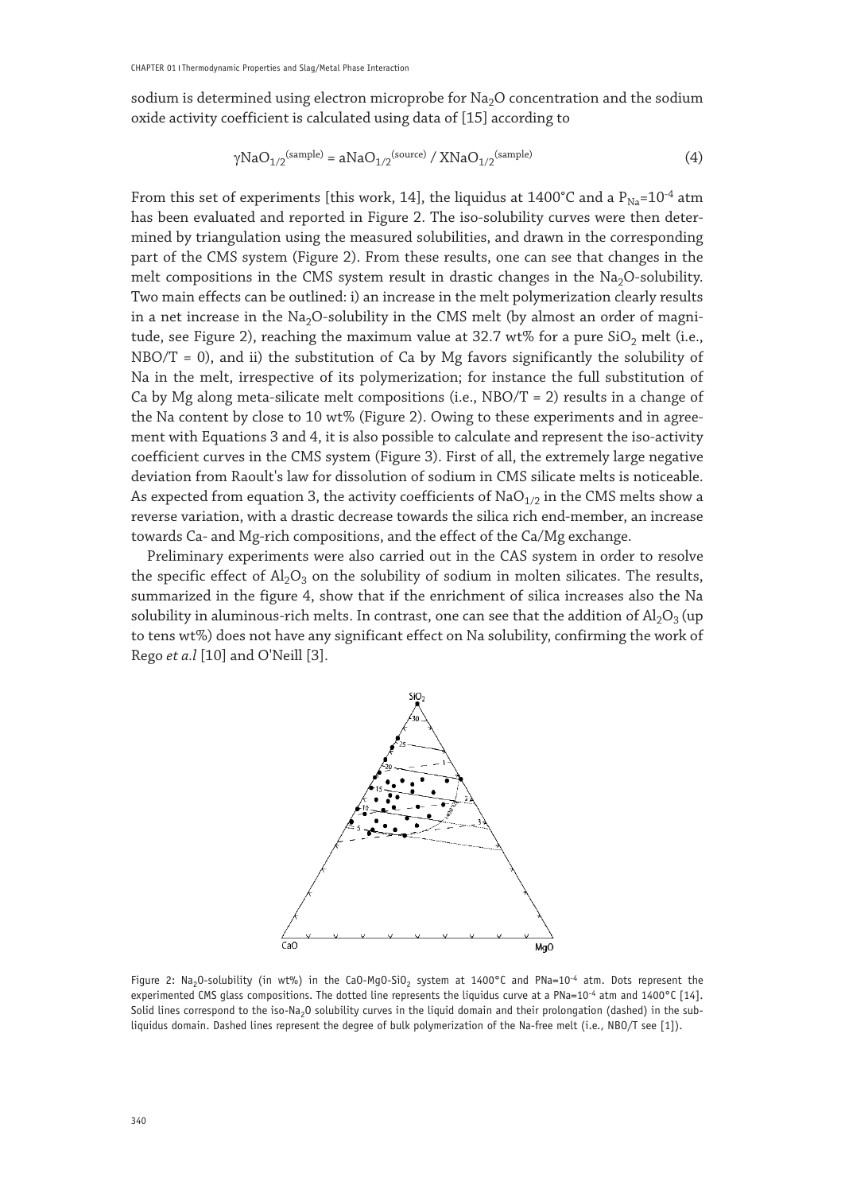sodium is determined using electron microprobe for $Na_2O$ concentration and the sodium oxide activity coefficient is calculated using data of [15] according to

$$\gamma NaO_{1/2}^{(sample)} = aNaO_{1/2}^{(source)} / XNaO_{1/2}^{(sample)} \tag{4}$$

From this set of experiments [this work, 14], the liquidus at 1400°C and a $P_{Na}=10^{-4}$ atm has been evaluated and reported in Figure 2. The iso-solubility curves were then determined by triangulation using the measured solubilities, and drawn in the corresponding part of the CMS system (Figure 2). From these results, one can see that changes in the melt compositions in the CMS system result in drastic changes in the $Na_2O$-solubility. Two main effects can be outlined: i) an increase in the melt polymerization clearly results in a net increase in the $Na_2O$-solubility in the CMS melt (by almost an order of magnitude, see Figure 2), reaching the maximum value at 32.7 wt% for a pure $SiO_2$ melt (i.e., NBO/T = 0), and ii) the substitution of Ca by Mg favors significantly the solubility of Na in the melt, irrespective of its polymerization; for instance the full substitution of Ca by Mg along meta-silicate melt compositions (i.e., NBO/T = 2) results in a change of the Na content by close to 10 wt% (Figure 2). Owing to these experiments and in agreement with Equations 3 and 4, it is also possible to calculate and represent the iso-activity coefficient curves in the CMS system (Figure 3). First of all, the extremely large negative deviation from Raoult's law for dissolution of sodium in CMS silicate melts is noticeable. As expected from equation 3, the activity coefficients of $NaO_{1/2}$ in the CMS melts show a reverse variation, with a drastic decrease towards the silica rich end-member, an increase towards Ca- and Mg-rich compositions, and the effect of the Ca/Mg exchange.

Preliminary experiments were also carried out in the CAS system in order to resolve the specific effect of $Al_2O_3$ on the solubility of sodium in molten silicates. The results, summarized in the figure 4, show that if the enrichment of silica increases also the Na solubility in aluminous-rich melts. In contrast, one can see that the addition of $Al_2O_3$ (up to tens wt%) does not have any significant effect on Na solubility, confirming the work of Rego *et a.l* [10] and O'Neill [3].

Figure 2: $Na_2O$-solubility (in wt%) in the CaO-MgO-$SiO_2$ system at 1400°C and PNa=$10^{-4}$ atm. Dots represent the experimented CMS glass compositions. The dotted line represents the liquidus curve at a PNa=$10^{-4}$ atm and 1400°C [14]. Solid lines correspond to the iso-$Na_2O$ solubility curves in the liquid domain and their prolongation (dashed) in the subliquidus domain. Dashed lines represent the degree of bulk polymerization of the Na-free melt (i.e., NBO/T see [1]).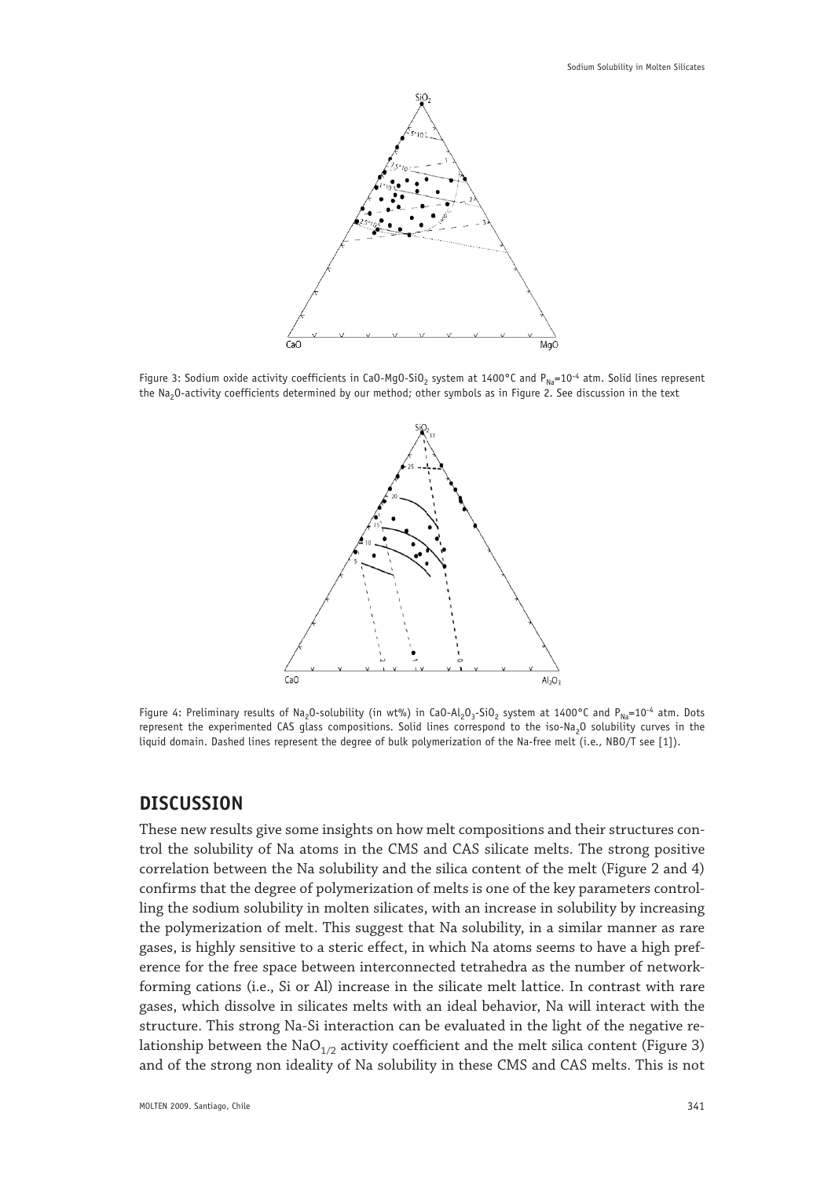Figure 3: Sodium oxide activity coefficients in CaO-MgO-$SiO_2$ system at 1400°C and $P_{Na}=10^{-4}$ atm. Solid lines represent the $Na_2O$-activity coefficients determined by our method; other symbols as in Figure 2. See discussion in the text

Figure 4: Preliminary results of $Na_2O$-solubility (in wt%) in CaO-$Al_2O_3$-$SiO_2$ system at 1400°C and $P_{Na}=10^{-4}$ atm. Dots represent the experimented CAS glass compositions. Solid lines correspond to the iso-$Na_2O$ solubility curves in the liquid domain. Dashed lines represent the degree of bulk polymerization of the Na-free melt (i.e., NBO/T see [1]).

## DISCUSSION

These new results give some insights on how melt compositions and their structures control the solubility of Na atoms in the CMS and CAS silicate melts. The strong positive correlation between the Na solubility and the silica content of the melt (Figure 2 and 4) confirms that the degree of polymerization of melts is one of the key parameters controlling the sodium solubility in molten silicates, with an increase in solubility by increasing the polymerization of melt. This suggest that Na solubility, in a similar manner as rare gases, is highly sensitive to a steric effect, in which Na atoms seems to have a high preference for the free space between interconnected tetrahedra as the number of network-forming cations (i.e., Si or Al) increase in the silicate melt lattice. In contrast with rare gases, which dissolve in silicates melts with an ideal behavior, Na will interact with the structure. This strong Na-Si interaction can be evaluated in the light of the negative relationship between the $NaO_{1/2}$ activity coefficient and the melt silica content (Figure 3) and of the strong non ideality of Na solubility in these CMS and CAS melts. This is not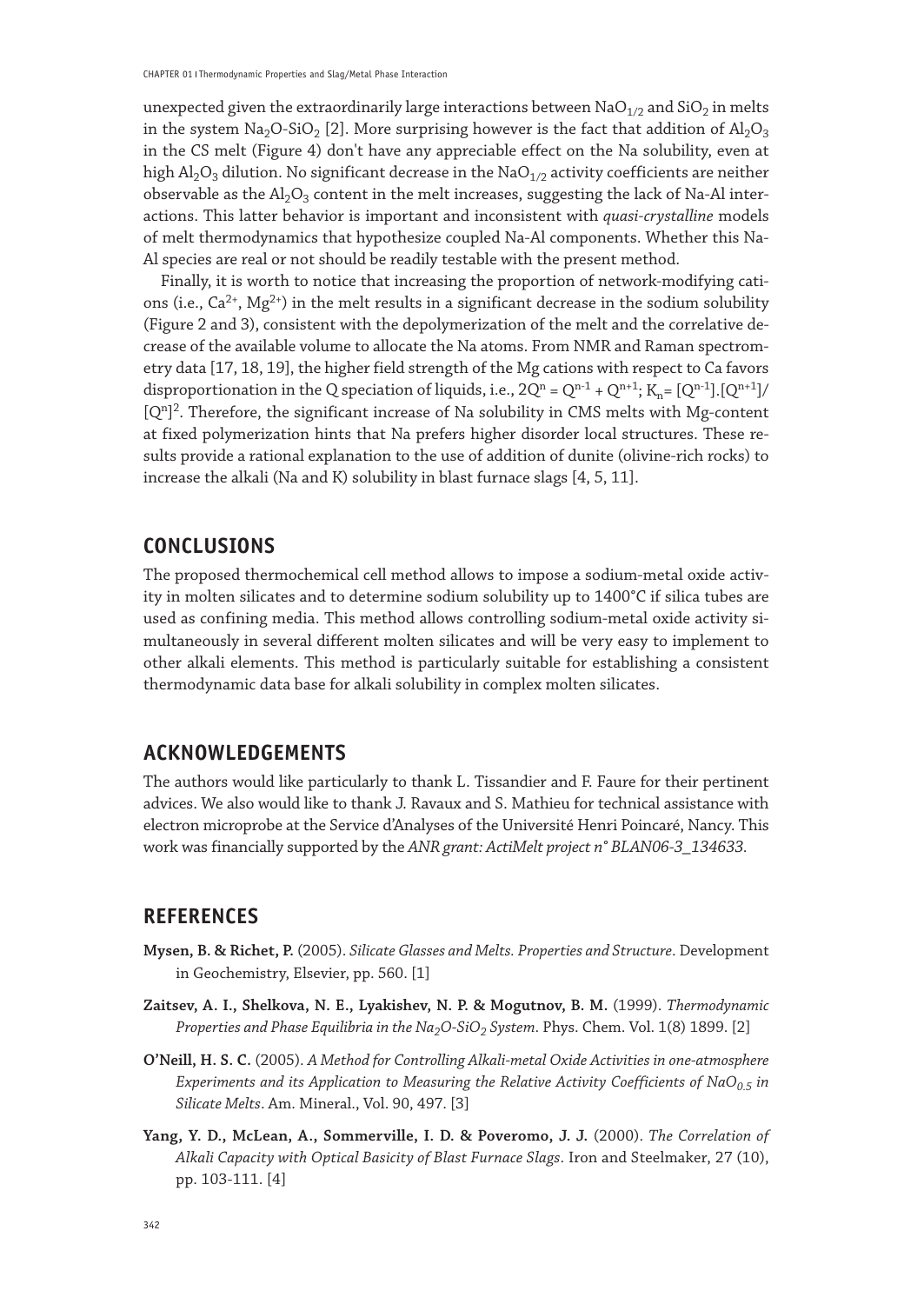unexpected given the extraordinarily large interactions between $NaO_{1/2}$ and $SiO_2$ in melts in the system $Na_2O$-$SiO_2$ [2]. More surprising however is the fact that addition of $Al_2O_3$ in the CS melt (Figure 4) don't have any appreciable effect on the Na solubility, even at high $Al_2O_3$ dilution. No significant decrease in the $NaO_{1/2}$ activity coefficients are neither observable as the $Al_2O_3$ content in the melt increases, suggesting the lack of Na-Al interactions. This latter behavior is important and inconsistent with *quasi-crystalline* models of melt thermodynamics that hypothesize coupled Na-Al components. Whether this Na-Al species are real or not should be readily testable with the present method.

Finally, it is worth to notice that increasing the proportion of network-modifying cations (i.e., $Ca^{2+}$, $Mg^{2+}$) in the melt results in a significant decrease in the sodium solubility (Figure 2 and 3), consistent with the depolymerization of the melt and the correlative decrease of the available volume to allocate the Na atoms. From NMR and Raman spectrometry data [17, 18, 19], the higher field strength of the Mg cations with respect to Ca favors disproportionation in the Q speciation of liquids, i.e., $2Q^n = Q^{n-1} + Q^{n+1}$; $K_n = [Q^{n-1}].[Q^{n+1}]/[Q^n]^2$. Therefore, the significant increase of Na solubility in CMS melts with Mg-content at fixed polymerization hints that Na prefers higher disorder local structures. These results provide a rational explanation to the use of addition of dunite (olivine-rich rocks) to increase the alkali (Na and K) solubility in blast furnace slags [4, 5, 11].

## CONCLUSIONS

The proposed thermochemical cell method allows to impose a sodium-metal oxide activity in molten silicates and to determine sodium solubility up to 1400°C if silica tubes are used as confining media. This method allows controlling sodium-metal oxide activity simultaneously in several different molten silicates and will be very easy to implement to other alkali elements. This method is particularly suitable for establishing a consistent thermodynamic data base for alkali solubility in complex molten silicates.

## ACKNOWLEDGEMENTS

The authors would like particularly to thank L. Tissandier and F. Faure for their pertinent advices. We also would like to thank J. Ravaux and S. Mathieu for technical assistance with electron microprobe at the Service d'Analyses of the Université Henri Poincaré, Nancy. This work was financially supported by the *ANR grant: ActiMelt project n° BLAN06-3_134633*.

## REFERENCES

**Mysen, B. & Richet, P.** (2005). *Silicate Glasses and Melts. Properties and Structure*. Development in Geochemistry, Elsevier, pp. 560. [1]

**Zaitsev, A. I., Shelkova, N. E., Lyakishev, N. P. & Mogutnov, B. M.** (1999). *Thermodynamic Properties and Phase Equilibria in the $Na_2O$-$SiO_2$ System*. Phys. Chem. Vol. 1(8) 1899. [2]

**O'Neill, H. S. C.** (2005). *A Method for Controlling Alkali-metal Oxide Activities in one-atmosphere Experiments and its Application to Measuring the Relative Activity Coefficients of $NaO_{0.5}$ in Silicate Melts*. Am. Mineral., Vol. 90, 497. [3]

**Yang, Y. D., McLean, A., Sommerville, I. D. & Poveromo, J. J.** (2000). *The Correlation of Alkali Capacity with Optical Basicity of Blast Furnace Slags*. Iron and Steelmaker, 27 (10), pp. 103-111. [4]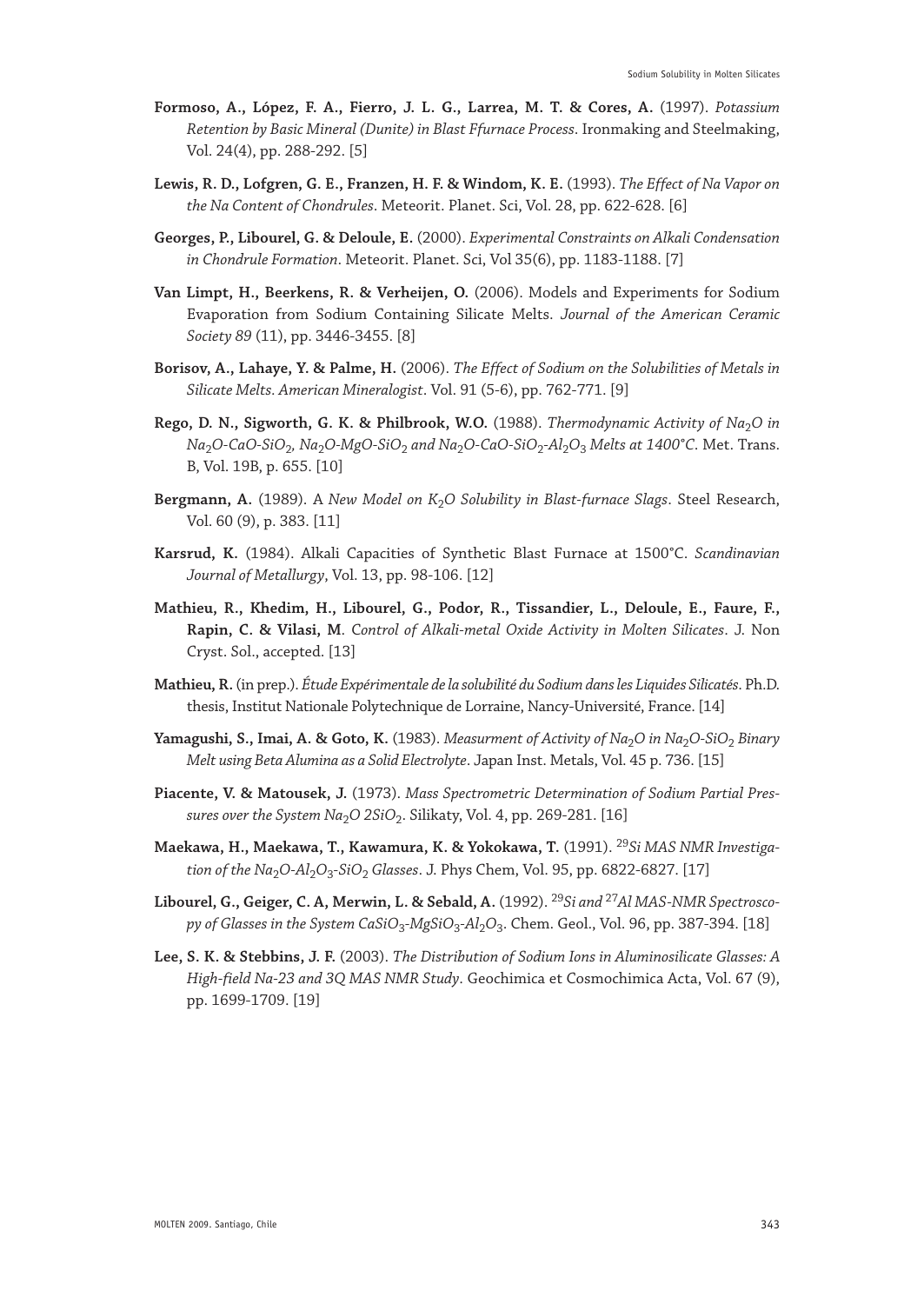**Formoso, A., López, F. A., Fierro, J. L. G., Larrea, M. T. & Cores, A.** (1997). *Potassium Retention by Basic Mineral (Dunite) in Blast Ffurnace Process*. Ironmaking and Steelmaking, Vol. 24(4), pp. 288-292. [5]

**Lewis, R. D., Lofgren, G. E., Franzen, H. F. & Windom, K. E.** (1993). *The Effect of Na Vapor on the Na Content of Chondrules*. Meteorit. Planet. Sci, Vol. 28, pp. 622-628. [6]

**Georges, P., Libourel, G. & Deloule, E.** (2000). *Experimental Constraints on Alkali Condensation in Chondrule Formation*. Meteorit. Planet. Sci, Vol 35(6), pp. 1183-1188. [7]

**Van Limpt, H., Beerkens, R. & Verheijen, O.** (2006). Models and Experiments for Sodium Evaporation from Sodium Containing Silicate Melts. *Journal of the American Ceramic Society 89* (11), pp. 3446-3455. [8]

**Borisov, A., Lahaye, Y. & Palme, H.** (2006). *The Effect of Sodium on the Solubilities of Metals in Silicate Melts. American Mineralogist*. Vol. 91 (5-6), pp. 762-771. [9]

**Rego, D. N., Sigworth, G. K. & Philbrook, W.O.** (1988). *Thermodynamic Activity of $Na_2O$ in $Na_2O$-$CaO$-$SiO_2$, $Na_2O$-$MgO$-$SiO_2$ and $Na_2O$-$CaO$-$SiO_2$-$Al_2O_3$ Melts at 1400°C*. Met. Trans. B, Vol. 19B, p. 655. [10]

**Bergmann, A.** (1989). A *New Model on $K_2O$ Solubility in Blast-furnace Slags*. Steel Research, Vol. 60 (9), p. 383. [11]

**Karsrud, K.** (1984). Alkali Capacities of Synthetic Blast Furnace at 1500°C. *Scandinavian Journal of Metallurgy*, Vol. 13, pp. 98-106. [12]

**Mathieu, R., Khedim, H., Libourel, G., Podor, R., Tissandier, L., Deloule, E., Faure, F., Rapin, C. & Vilasi, M**. *Control of Alkali-metal Oxide Activity in Molten Silicates*. J. Non Cryst. Sol., accepted. [13]

**Mathieu, R.** (in prep.). *Étude Expérimentale de la solubilité du Sodium dans les Liquides Silicatés*. Ph.D. thesis, Institut Nationale Polytechnique de Lorraine, Nancy-Université, France. [14]

**Yamagushi, S., Imai, A. & Goto, K.** (1983). *Measurment of Activity of $Na_2O$ in $Na_2O$-$SiO_2$ Binary Melt using Beta Alumina as a Solid Electrolyte*. Japan Inst. Metals, Vol. 45 p. 736. [15]

**Piacente, V. & Matousek, J.** (1973). *Mass Spectrometric Determination of Sodium Partial Pressures over the System $Na_2O$ $2SiO_2$*. Silikaty, Vol. 4, pp. 269-281. [16]

**Maekawa, H., Maekawa, T., Kawamura, K. & Yokokawa, T.** (1991). *$^{29}Si$ MAS NMR Investigation of the $Na_2O$-$Al_2O_3$-$SiO_2$ Glasses*. J. Phys Chem, Vol. 95, pp. 6822-6827. [17]

**Libourel, G., Geiger, C. A, Merwin, L. & Sebald, A.** (1992). *$^{29}Si$ and $^{27}Al$ MAS-NMR Spectroscopy of Glasses in the System $CaSiO_3$-$MgSiO_3$-$Al_2O_3$*. Chem. Geol., Vol. 96, pp. 387-394. [18]

**Lee, S. K. & Stebbins, J. F.** (2003). *The Distribution of Sodium Ions in Aluminosilicate Glasses: A High-field Na-23 and 3Q MAS NMR Study*. Geochimica et Cosmochimica Acta, Vol. 67 (9), pp. 1699-1709. [19]